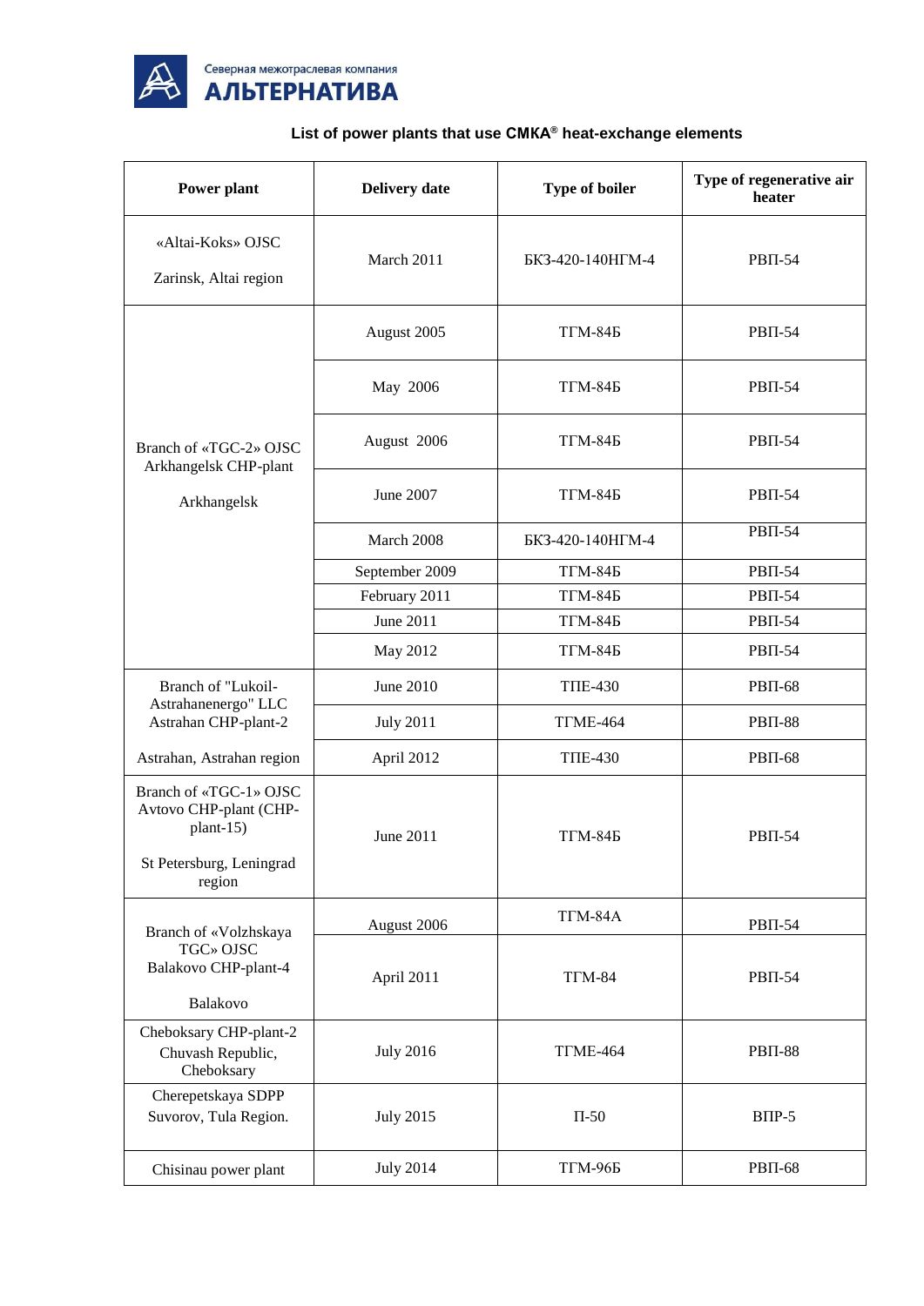Северная межотраслевая компания
**АЛЬТЕРНАТИВА**

## List of power plants that use СМКА® heat-exchange elements

| Power plant | Delivery date | Type of boiler | Type of regenerative air heater |
|---|---|---|---|
| «Altai-Koks» OJSC<br><br>Zarinsk, Altai region | March 2011 | БКЗ-420-140НГМ-4 | РВП-54 |
| Branch of «TGC-2» OJSC Arkhangelsk CHP-plant<br><br>Arkhangelsk | August 2005 | ТГМ-84Б | РВП-54 |
| | May 2006 | ТГМ-84Б | РВП-54 |
| | August 2006 | ТГМ-84Б | РВП-54 |
| | June 2007 | ТГМ-84Б | РВП-54 |
| | March 2008 | БКЗ-420-140НГМ-4 | РВП-54 |
| | September 2009 | ТГМ-84Б | РВП-54 |
| | February 2011 | ТГМ-84Б | РВП-54 |
| | June 2011 | ТГМ-84Б | РВП-54 |
| | May 2012 | ТГМ-84Б | РВП-54 |
| Branch of "Lukoil-Astrahanenergo" LLC Astrahan CHP-plant-2<br><br>Astrahan, Astrahan region | June 2010 | ТПЕ-430 | РВП-68 |
| | July 2011 | ТГМЕ-464 | РВП-88 |
| | April 2012 | ТПЕ-430 | РВП-68 |
| Branch of «TGC-1» OJSC Avtovo CHP-plant (CHP-plant-15)<br><br>St Petersburg, Leningrad region | June 2011 | ТГМ-84Б | РВП-54 |
| Branch of «Volzhskaya TGC» OJSC Balakovo CHP-plant-4<br><br>Balakovo | August 2006 | ТГМ-84А | РВП-54 |
| | April 2011 | ТГМ-84 | РВП-54 |
| Cheboksary CHP-plant-2 Chuvash Republic, Cheboksary | July 2016 | ТГМЕ-464 | РВП-88 |
| Cherepetskaya SDPP Suvorov, Tula Region. | July 2015 | П-50 | ВПР-5 |
| Chisinau power plant | July 2014 | ТГМ-96Б | РВП-68 |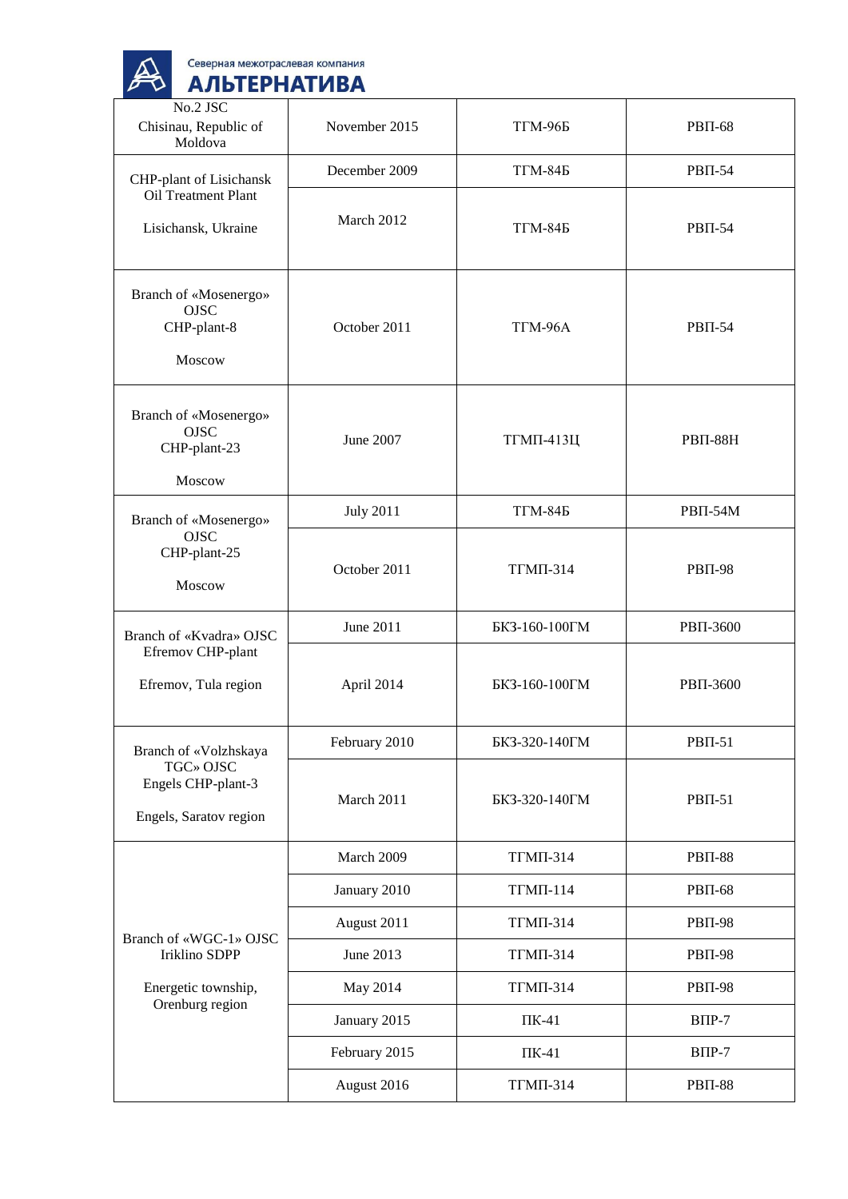| | | | |
|---|---|---|---|
| No.2 JSC<br>Chisinau, Republic of Moldova | November 2015 | ТГМ-96Б | РВП-68 |
| CHP-plant of Lisichansk Oil Treatment Plant<br><br>Lisichansk, Ukraine | December 2009 | ТГМ-84Б | РВП-54 |
| | March 2012 | ТГМ-84Б | РВП-54 |
| Branch of «Mosenergo» OJSC<br>CHP-plant-8<br><br>Moscow | October 2011 | ТГМ-96А | РВП-54 |
| Branch of «Mosenergo» OJSC<br>CHP-plant-23<br><br>Moscow | June 2007 | ТГМП-413Ц | РВП-88Н |
| Branch of «Mosenergo» OJSC<br>CHP-plant-25<br><br>Moscow | July 2011 | ТГМ-84Б | РВП-54М |
| | October 2011 | ТГМП-314 | РВП-98 |
| Branch of «Kvadra» OJSC<br>Efremov CHP-plant<br><br>Efremov, Tula region | June 2011 | БКЗ-160-100ГМ | РВП-3600 |
| | April 2014 | БКЗ-160-100ГМ | РВП-3600 |
| Branch of «Volzhskaya TGC» OJSC<br>Engels CHP-plant-3<br><br>Engels, Saratov region | February 2010 | БКЗ-320-140ГМ | РВП-51 |
| | March 2011 | БКЗ-320-140ГМ | РВП-51 |
| Branch of «WGC-1» OJSC<br>Iriklino SDPP<br><br>Energetic township, Orenburg region | March 2009 | ТГМП-314 | РВП-88 |
| | January 2010 | ТГМП-114 | РВП-68 |
| | August 2011 | ТГМП-314 | РВП-98 |
| | June 2013 | ТГМП-314 | РВП-98 |
| | May 2014 | ТГМП-314 | РВП-98 |
| | January 2015 | ПК-41 | ВПР-7 |
| | February 2015 | ПК-41 | ВПР-7 |
| | August 2016 | ТГМП-314 | РВП-88 |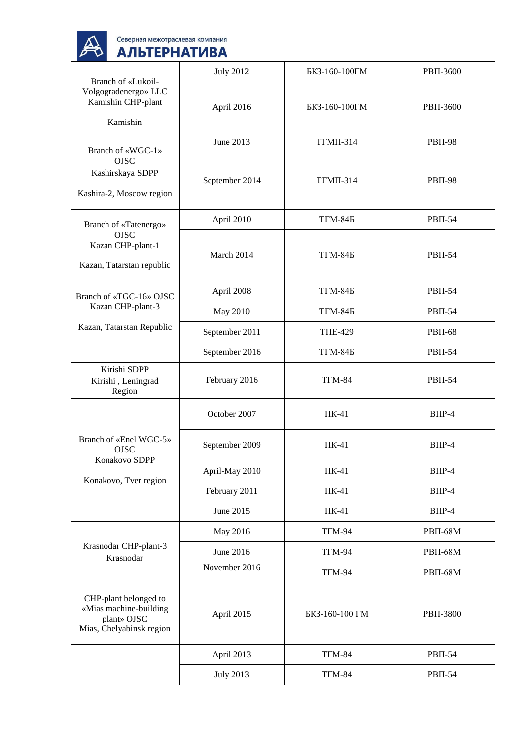| | | | |
|---|---|---|---|
| Branch of «Lukoil-Volgogradenergo» LLC Kamishin CHP-plant<br><br>Kamishin | July 2012 | БКЗ-160-100ГМ | РВП-3600 |
| | April 2016 | БКЗ-160-100ГМ | РВП-3600 |
| Branch of «WGC-1» OJSC Kashirskaya SDPP<br><br>Kashira-2, Moscow region | June 2013 | ТГМП-314 | РВП-98 |
| | September 2014 | ТГМП-314 | РВП-98 |
| Branch of «Tatenergo» OJSC Kazan CHP-plant-1<br><br>Kazan, Tatarstan republic | April 2010 | ТГМ-84Б | РВП-54 |
| | March 2014 | ТГМ-84Б | РВП-54 |
| Branch of «TGC-16» OJSC Kazan CHP-plant-3<br><br>Kazan, Tatarstan Republic | April 2008 | ТГМ-84Б | РВП-54 |
| | May 2010 | ТГМ-84Б | РВП-54 |
| | September 2011 | ТПЕ-429 | РВП-68 |
| | September 2016 | ТГМ-84Б | РВП-54 |
| Kirishi SDPP<br>Kirishi , Leningrad Region | February 2016 | ТГМ-84 | РВП-54 |
| Branch of «Enel WGC-5» OJSC Konakovo SDPP<br><br>Konakovo, Tver region | October 2007 | ПК-41 | ВПР-4 |
| | September 2009 | ПК-41 | ВПР-4 |
| | April-May 2010 | ПК-41 | ВПР-4 |
| | February 2011 | ПК-41 | ВПР-4 |
| | June 2015 | ПК-41 | ВПР-4 |
| Krasnodar CHP-plant-3<br>Krasnodar | May 2016 | ТГМ-94 | РВП-68М |
| | June 2016 | ТГМ-94 | РВП-68М |
| | November 2016 | ТГМ-94 | РВП-68М |
| CHP-plant belonged to «Mias machine-building plant» OJSC<br>Mias, Chelyabinsk region | April 2015 | БКЗ-160-100 ГМ | РВП-3800 |
| | April 2013 | ТГМ-84 | РВП-54 |
| | July 2013 | ТГМ-84 | РВП-54 |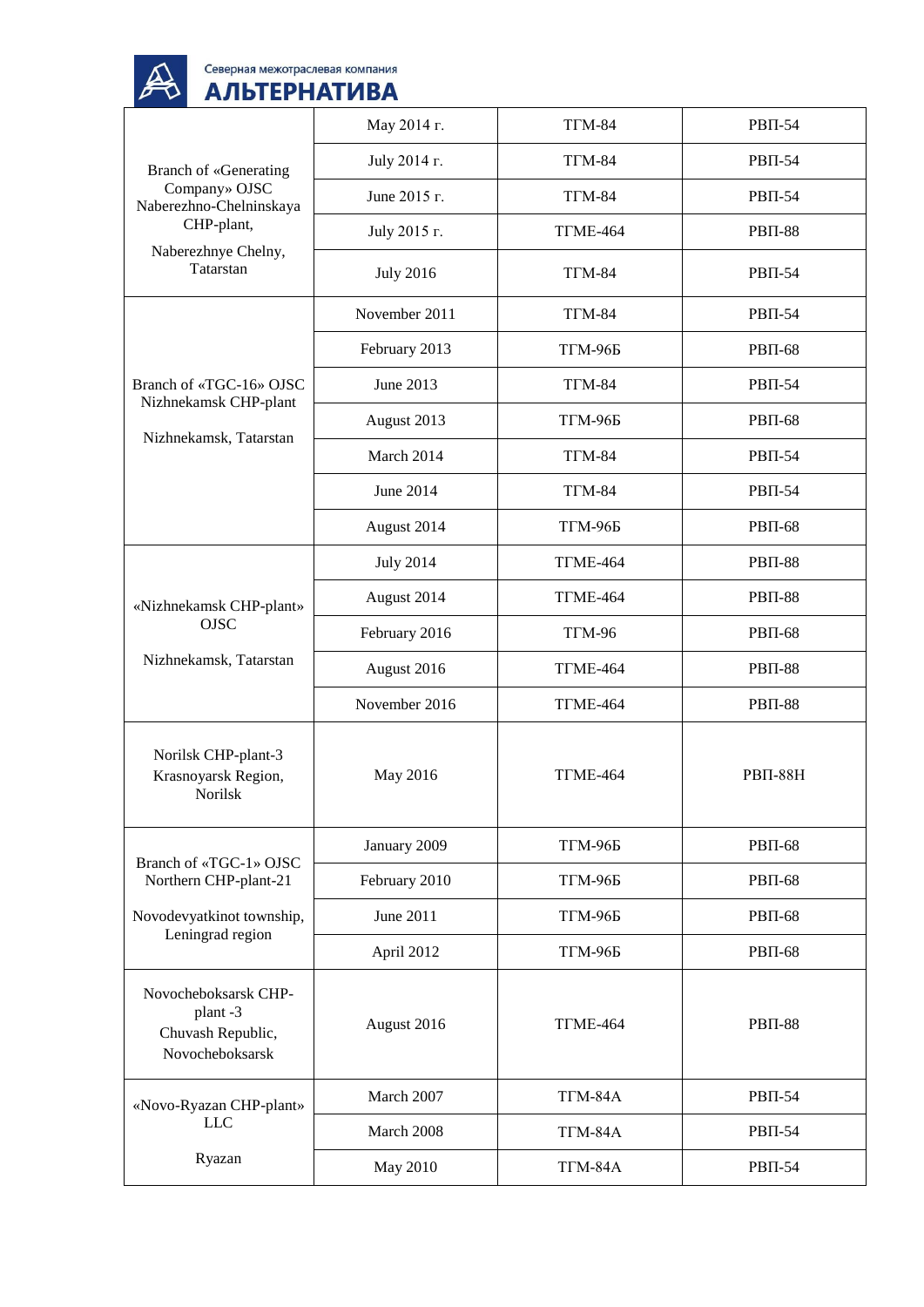| | | | |
|---|---|---|---|
| Branch of «Generating Company» OJSC Naberezhno-Chelninskaya CHP-plant, Naberezhnye Chelny, Tatarstan | May 2014 г. | ТГМ-84 | РВП-54 |
| | July 2014 г. | ТГМ-84 | РВП-54 |
| | June 2015 г. | ТГМ-84 | РВП-54 |
| | July 2015 г. | ТГМЕ-464 | РВП-88 |
| | July 2016 | ТГМ-84 | РВП-54 |
| Branch of «TGC-16» OJSC Nizhnekamsk CHP-plant Nizhnekamsk, Tatarstan | November 2011 | ТГМ-84 | РВП-54 |
| | February 2013 | ТГМ-96Б | РВП-68 |
| | June 2013 | ТГМ-84 | РВП-54 |
| | August 2013 | ТГМ-96Б | РВП-68 |
| | March 2014 | ТГМ-84 | РВП-54 |
| | June 2014 | ТГМ-84 | РВП-54 |
| | August 2014 | ТГМ-96Б | РВП-68 |
| «Nizhnekamsk CHP-plant» OJSC Nizhnekamsk, Tatarstan | July 2014 | ТГМЕ-464 | РВП-88 |
| | August 2014 | ТГМЕ-464 | РВП-88 |
| | February 2016 | ТГМ-96 | РВП-68 |
| | August 2016 | ТГМЕ-464 | РВП-88 |
| | November 2016 | ТГМЕ-464 | РВП-88 |
| Norilsk CHP-plant-3 Krasnoyarsk Region, Norilsk | May 2016 | ТГМЕ-464 | РВП-88Н |
| Branch of «TGC-1» OJSC Northern CHP-plant-21 Novodevyatkinot township, Leningrad region | January 2009 | ТГМ-96Б | РВП-68 |
| | February 2010 | ТГМ-96Б | РВП-68 |
| | June 2011 | ТГМ-96Б | РВП-68 |
| | April 2012 | ТГМ-96Б | РВП-68 |
| Novocheboksarsk CHP-plant -3 Chuvash Republic, Novocheboksarsk | August 2016 | ТГМЕ-464 | РВП-88 |
| «Novo-Ryazan CHP-plant» LLC Ryazan | March 2007 | ТГМ-84А | РВП-54 |
| | March 2008 | ТГМ-84А | РВП-54 |
| | May 2010 | ТГМ-84А | РВП-54 |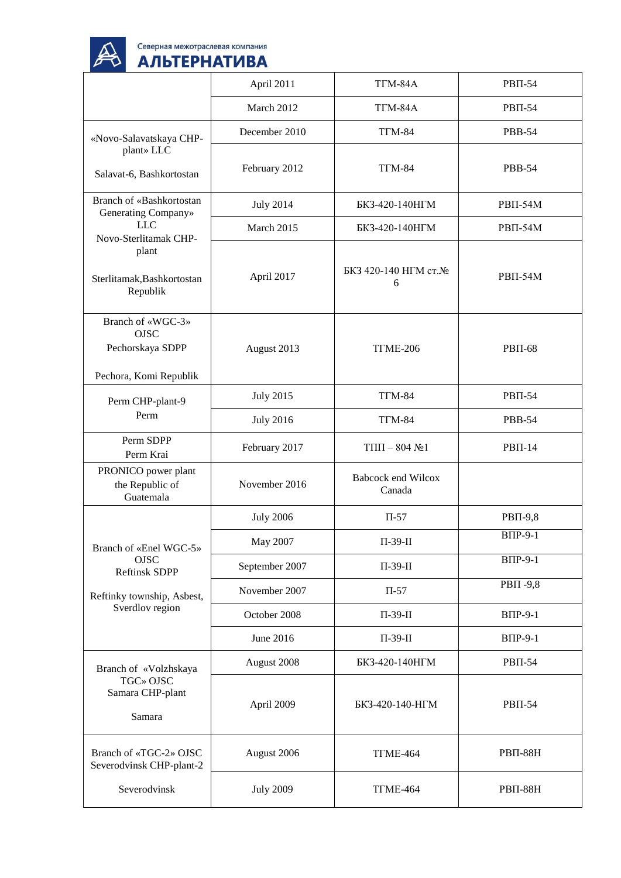| | | | |
|---|---|---|---|
| | April 2011 | ТГМ-84А | РВП-54 |
| | March 2012 | ТГМ-84А | РВП-54 |
| «Novo-Salavatskaya CHP-plant» LLC<br><br>Salavat-6, Bashkortostan | December 2010 | ТГМ-84 | РВВ-54 |
| | February 2012 | ТГМ-84 | РВВ-54 |
| Branch of «Bashkortostan Generating Company» LLC<br>Novo-Sterlitamak CHP-plant<br><br>Sterlitamak,Bashkortostan Republik | July 2014 | БКЗ-420-140НГМ | РВП-54М |
| | March 2015 | БКЗ-420-140НГМ | РВП-54М |
| | April 2017 | БКЗ 420-140 НГМ ст.№ 6 | РВП-54М |
| Branch of «WGC-3» OJSC<br>Pechorskaya SDPP<br><br>Pechora, Komi Republik | August 2013 | ТГМЕ-206 | РВП-68 |
| Perm CHP-plant-9<br>Perm | July 2015 | ТГМ-84 | РВП-54 |
| | July 2016 | ТГМ-84 | РВВ-54 |
| Perm SDPP<br>Perm Krai | February 2017 | ТПП – 804 №1 | РВП-14 |
| PRONICO power plant the Republic of Guatemala | November 2016 | Babcock end Wilcox Canada | |
| Branch of «Enel WGC-5» OJSC<br>Reftinsk SDPP<br><br>Reftinky township, Asbest, Sverdlov region | July 2006 | П-57 | РВП-9,8 |
| | May 2007 | П-39-II | ВПР-9-1 |
| | September 2007 | П-39-II | ВПР-9-1 |
| | November 2007 | П-57 | РВП -9,8 |
| | October 2008 | П-39-II | ВПР-9-1 |
| | June 2016 | П-39-II | ВПР-9-1 |
| Branch of «Volzhskaya TGC» OJSC<br>Samara CHP-plant<br><br>Samara | August 2008 | БКЗ-420-140НГМ | РВП-54 |
| | April 2009 | БКЗ-420-140-НГМ | РВП-54 |
| Branch of «TGC-2» OJSC<br>Severodvinsk CHP-plant-2<br><br>Severodvinsk | August 2006 | ТГМЕ-464 | РВП-88Н |
| | July 2009 | ТГМЕ-464 | РВП-88Н |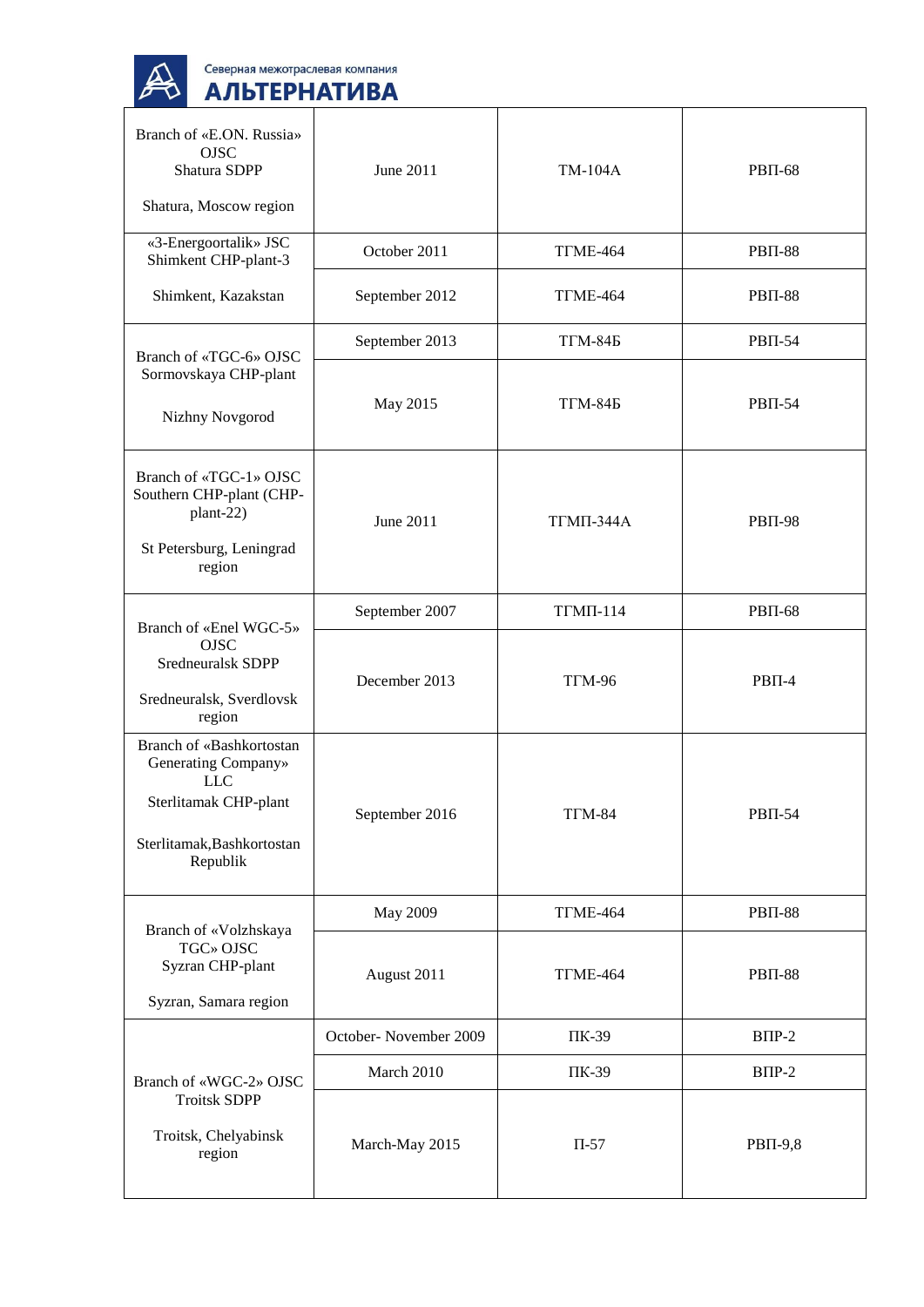| Branch of «E.ON. Russia» OJSC Shatura SDPP<br><br>Shatura, Moscow region | June 2011 | ТМ-104А | РВП-68 |
|---|---|---|---|
| «3-Energoortalik» JSC Shimkent CHP-plant-3<br><br>Shimkent, Kazakstan | October 2011 | ТГМЕ-464 | РВП-88 |
| | September 2012 | ТГМЕ-464 | РВП-88 |
| Branch of «TGC-6» OJSC Sormovskaya CHP-plant<br><br>Nizhny Novgorod | September 2013 | ТГМ-84Б | РВП-54 |
| | May 2015 | ТГМ-84Б | РВП-54 |
| Branch of «TGC-1» OJSC Southern CHP-plant (CHP-plant-22)<br><br>St Petersburg, Leningrad region | June 2011 | ТГМП-344А | РВП-98 |
| Branch of «Enel WGC-5» OJSC Sredneuralsk SDPP<br><br>Sredneuralsk, Sverdlovsk region | September 2007 | ТГМП-114 | РВП-68 |
| | December 2013 | ТГМ-96 | РВП-4 |
| Branch of «Bashkortostan Generating Company» LLC Sterlitamak CHP-plant<br><br>Sterlitamak,Bashkortostan Republik | September 2016 | ТГМ-84 | РВП-54 |
| Branch of «Volzhskaya TGC» OJSC Syzran CHP-plant<br><br>Syzran, Samara region | May 2009 | ТГМЕ-464 | РВП-88 |
| | August 2011 | ТГМЕ-464 | РВП-88 |
| Branch of «WGC-2» OJSC Troitsk SDPP<br><br>Troitsk, Chelyabinsk region | October- November 2009 | ПК-39 | ВПР-2 |
| | March 2010 | ПК-39 | ВПР-2 |
| | March-May 2015 | П-57 | РВП-9,8 |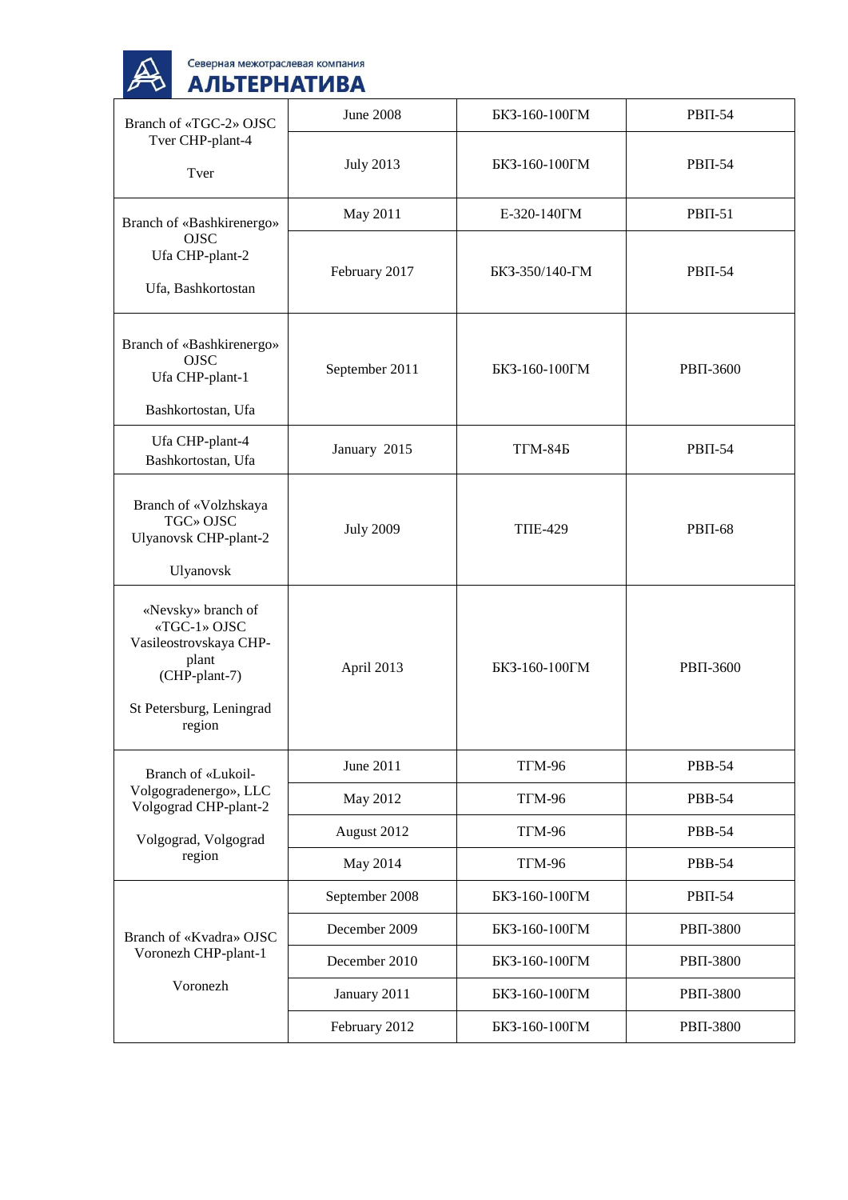| | | | |
|---|---|---|---|
| Branch of «TGC-2» OJSC Tver CHP-plant-4<br><br>Tver | June 2008 | БКЗ-160-100ГМ | РВП-54 |
| | July 2013 | БКЗ-160-100ГМ | РВП-54 |
| Branch of «Bashkirenergo» OJSC Ufa CHP-plant-2<br><br>Ufa, Bashkortostan | May 2011 | Е-320-140ГМ | РВП-51 |
| | February 2017 | БКЗ-350/140-ГМ | РВП-54 |
| Branch of «Bashkirenergo» OJSC Ufa CHP-plant-1<br><br>Bashkortostan, Ufa | September 2011 | БКЗ-160-100ГМ | РВП-3600 |
| Ufa CHP-plant-4 Bashkortostan, Ufa | January 2015 | ТГМ-84Б | РВП-54 |
| Branch of «Volzhskaya TGC» OJSC Ulyanovsk CHP-plant-2<br><br>Ulyanovsk | July 2009 | ТПЕ-429 | РВП-68 |
| «Nevsky» branch of «TGC-1» OJSC Vasileostrovskaya CHP-plant (CHP-plant-7)<br><br>St Petersburg, Leningrad region | April 2013 | БКЗ-160-100ГМ | РВП-3600 |
| Branch of «Lukoil-Volgogradenergo», LLC Volgograd CHP-plant-2<br><br>Volgograd, Volgograd region | June 2011 | ТГМ-96 | РВВ-54 |
| | May 2012 | ТГМ-96 | РВВ-54 |
| | August 2012 | ТГМ-96 | РВВ-54 |
| | May 2014 | ТГМ-96 | РВВ-54 |
| Branch of «Kvadra» OJSC Voronezh CHP-plant-1<br><br>Voronezh | September 2008 | БКЗ-160-100ГМ | РВП-54 |
| | December 2009 | БКЗ-160-100ГМ | РВП-3800 |
| | December 2010 | БКЗ-160-100ГМ | РВП-3800 |
| | January 2011 | БКЗ-160-100ГМ | РВП-3800 |
| | February 2012 | БКЗ-160-100ГМ | РВП-3800 |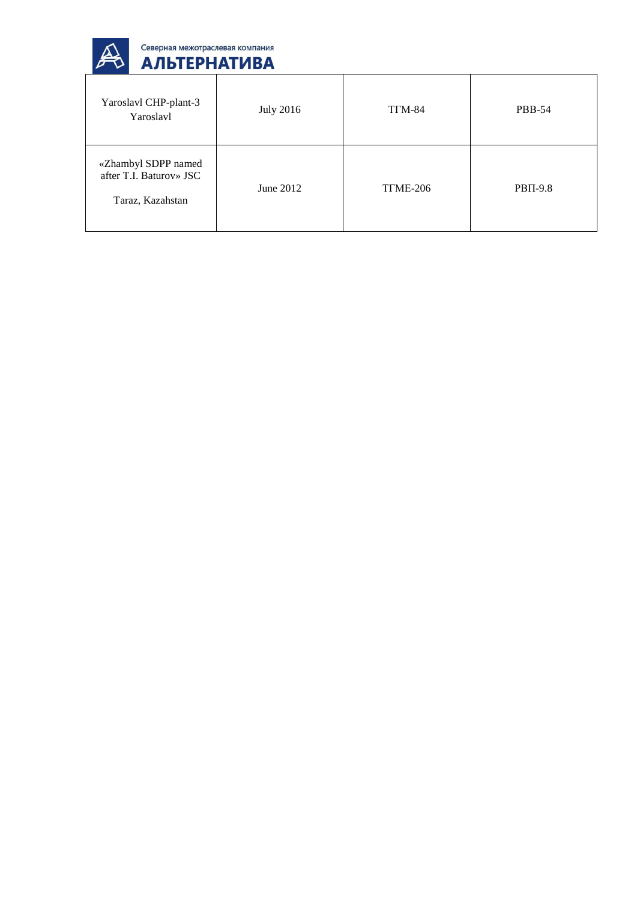| | | | |
|---|---|---|---|
| Yaroslavl CHP-plant-3 Yaroslavl | July 2016 | ТГМ-84 | РВВ-54 |
| «Zhambyl SDPP named after T.I. Baturov» JSC<br><br>Taraz, Kazahstan | June 2012 | ТГМЕ-206 | РВП-9.8 |